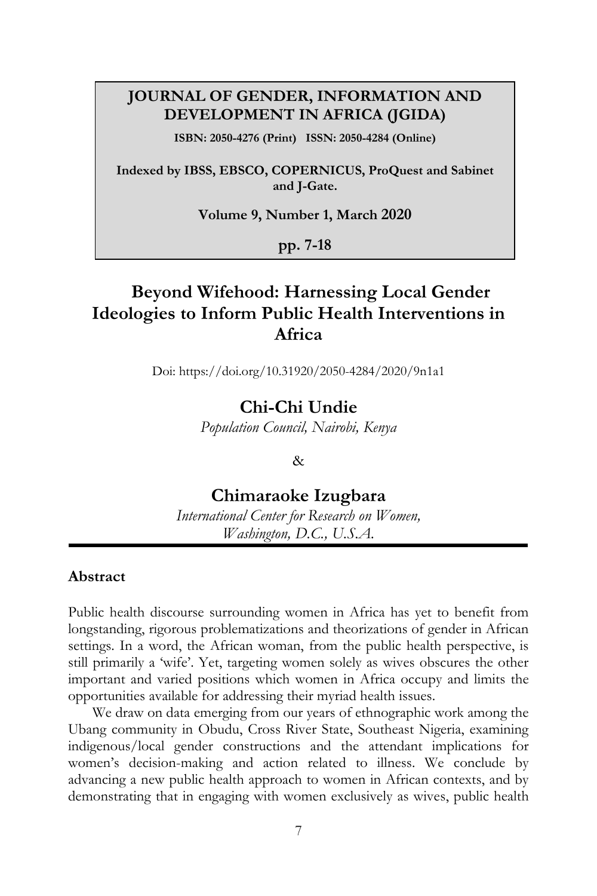**JOURNAL OF GENDER, INFORMATION AND DEVELOPMENT IN AFRICA (JGIDA)**

**ISBN: 2050-4276 (Print) ISSN: 2050-4284 (Online)**

**Indexed by IBSS, EBSCO, COPERNICUS, ProQuest and Sabinet and J-Gate.**

**Volume 9, Number 1, March 2020**

**pp. 7-18**

# Beyond Wifehood: Harnessing Local Gender Ideologies to Inform Public Health Interventions in Africa

Doi: https://doi.org/10.31920/2050-4284/2020/9n1a1

## Chi-Chi Undie

*Population Council, Nairobi, Kenya*

&

## Chimaraoke Izugbara

*International Center for Research on Women, Washington, D.C., U.S.A.*

### Abstract

Public health discourse surrounding women in Africa has yet to benefit from longstanding, rigorous problematizations and theorizations of gender in African settings. In a word, the African woman, from the public health perspective, is still primarily a 'wife'. Yet, targeting women solely as wives obscures the other important and varied positions which women in Africa occupy and limits the opportunities available for addressing their myriad health issues.

We draw on data emerging from our years of ethnographic work among the Ubang community in Obudu, Cross River State, Southeast Nigeria, examining indigenous/local gender constructions and the attendant implications for women's decision-making and action related to illness. We conclude by advancing a new public health approach to women in African contexts, and by demonstrating that in engaging with women exclusively as wives, public health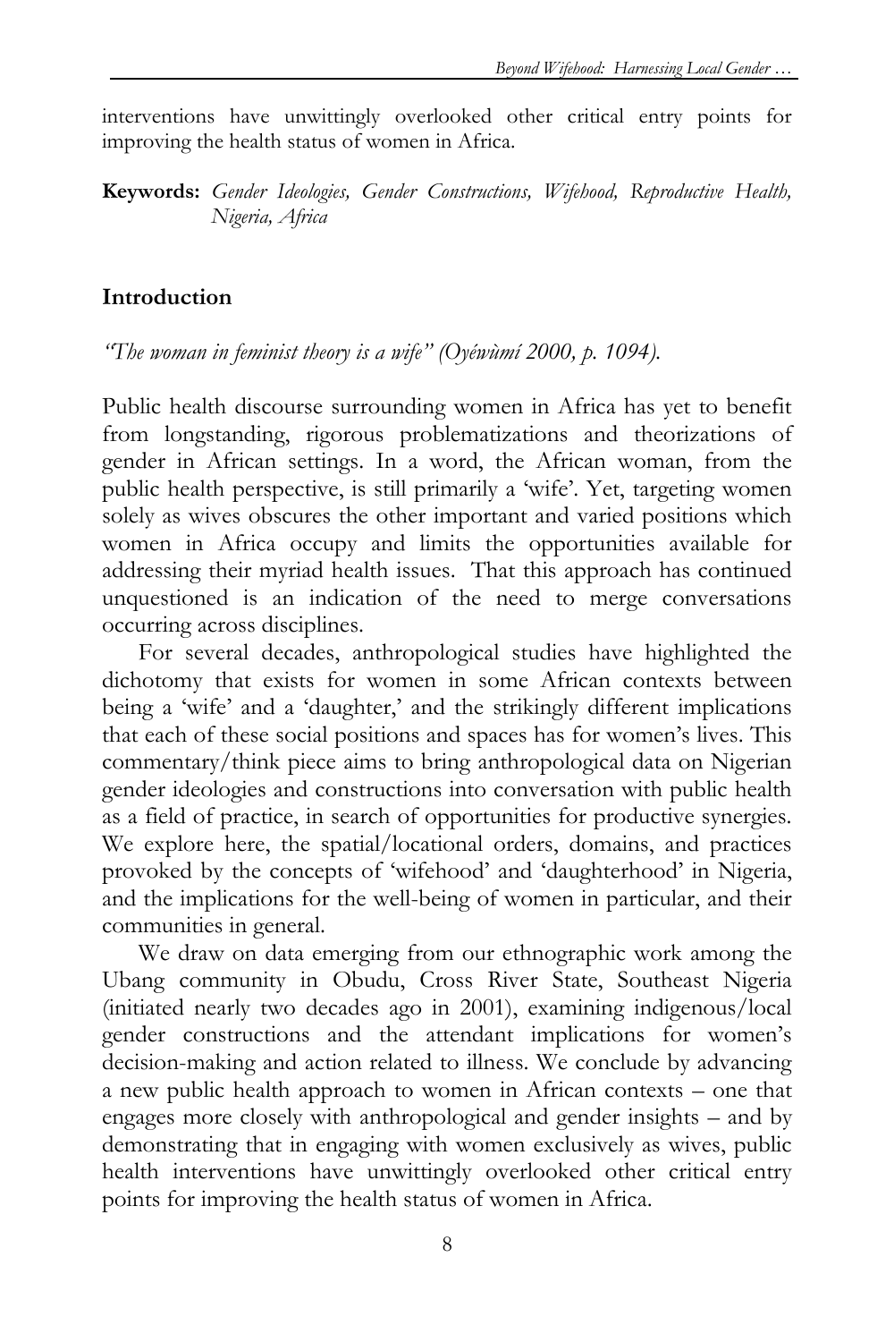interventions have unwittingly overlooked other critical entry points for improving the health status of women in Africa.

**Keywords:** *Gender Ideologies, Gender Constructions, Wifehood, Reproductive Health, Nigeria, Africa*

## Introduction

*"The woman in feminist theory is a wife" (Oyéwùmí 2000, p. 1094).*

Public health discourse surrounding women in Africa has yet to benefit from longstanding, rigorous problematizations and theorizations of gender in African settings. In a word, the African woman, from the public health perspective, is still primarily a 'wife'. Yet, targeting women solely as wives obscures the other important and varied positions which women in Africa occupy and limits the opportunities available for addressing their myriad health issues. That this approach has continued unquestioned is an indication of the need to merge conversations occurring across disciplines.

For several decades, anthropological studies have highlighted the dichotomy that exists for women in some African contexts between being a 'wife' and a 'daughter,' and the strikingly different implications that each of these social positions and spaces has for women's lives. This commentary/think piece aims to bring anthropological data on Nigerian gender ideologies and constructions into conversation with public health as a field of practice, in search of opportunities for productive synergies. We explore here, the spatial/locational orders, domains, and practices provoked by the concepts of 'wifehood' and 'daughterhood' in Nigeria, and the implications for the well-being of women in particular, and their communities in general.

We draw on data emerging from our ethnographic work among the Ubang community in Obudu, Cross River State, Southeast Nigeria (initiated nearly two decades ago in 2001), examining indigenous/local gender constructions and the attendant implications for women's decision-making and action related to illness. We conclude by advancing a new public health approach to women in African contexts – one that engages more closely with anthropological and gender insights – and by demonstrating that in engaging with women exclusively as wives, public health interventions have unwittingly overlooked other critical entry points for improving the health status of women in Africa.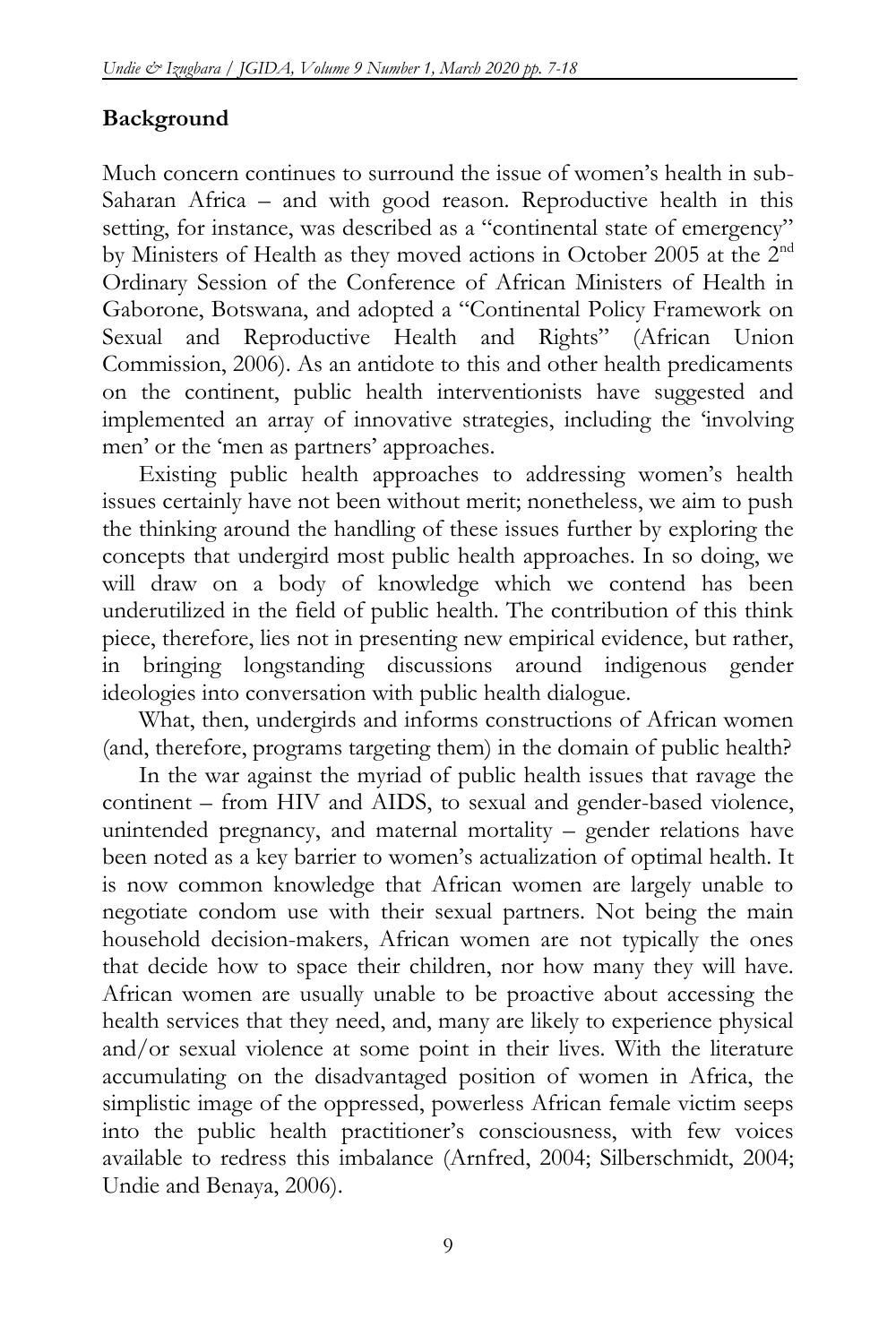## Background

Much concern continues to surround the issue of women's health in sub-Saharan Africa – and with good reason. Reproductive health in this setting, for instance, was described as a "continental state of emergency" by Ministers of Health as they moved actions in October 2005 at the 2nd Ordinary Session of the Conference of African Ministers of Health in Gaborone, Botswana, and adopted a "Continental Policy Framework on Sexual and Reproductive Health and Rights" (African Union Commission, 2006). As an antidote to this and other health predicaments on the continent, public health interventionists have suggested and implemented an array of innovative strategies, including the 'involving men' or the 'men as partners' approaches.

Existing public health approaches to addressing women's health issues certainly have not been without merit; nonetheless, we aim to push the thinking around the handling of these issues further by exploring the concepts that undergird most public health approaches. In so doing, we will draw on a body of knowledge which we contend has been underutilized in the field of public health. The contribution of this think piece, therefore, lies not in presenting new empirical evidence, but rather, in bringing longstanding discussions around indigenous gender ideologies into conversation with public health dialogue.

What, then, undergirds and informs constructions of African women (and, therefore, programs targeting them) in the domain of public health?

In the war against the myriad of public health issues that ravage the continent – from HIV and AIDS, to sexual and gender-based violence, unintended pregnancy, and maternal mortality – gender relations have been noted as a key barrier to women's actualization of optimal health. It is now common knowledge that African women are largely unable to negotiate condom use with their sexual partners. Not being the main household decision-makers, African women are not typically the ones that decide how to space their children, nor how many they will have. African women are usually unable to be proactive about accessing the health services that they need, and, many are likely to experience physical and/or sexual violence at some point in their lives. With the literature accumulating on the disadvantaged position of women in Africa, the simplistic image of the oppressed, powerless African female victim seeps into the public health practitioner's consciousness, with few voices available to redress this imbalance (Arnfred, 2004; Silberschmidt, 2004; Undie and Benaya, 2006).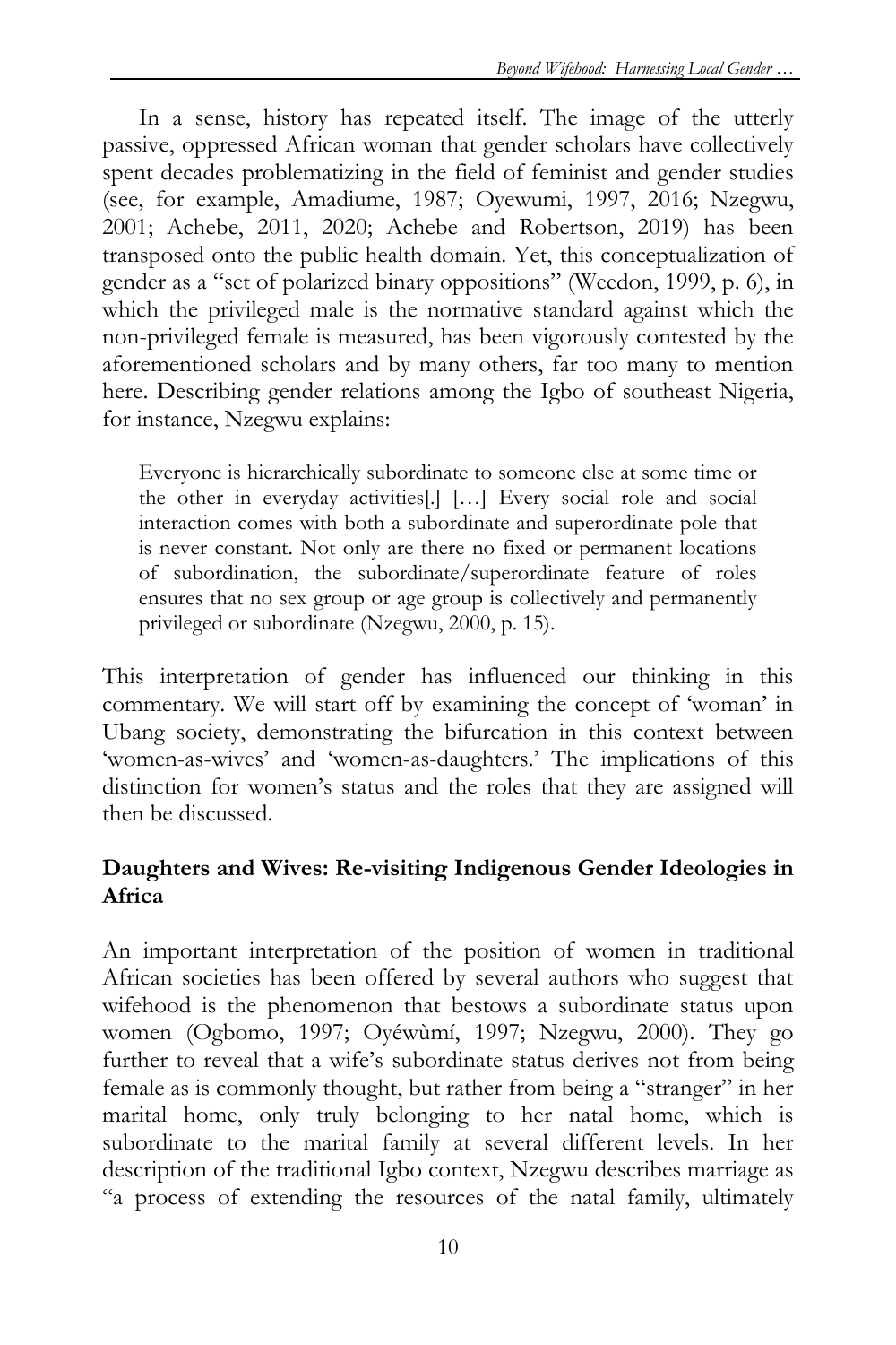In a sense, history has repeated itself. The image of the utterly passive, oppressed African woman that gender scholars have collectively spent decades problematizing in the field of feminist and gender studies (see, for example, Amadiume, 1987; Oyewumi, 1997, 2016; Nzegwu, 2001; Achebe, 2011, 2020; Achebe and Robertson, 2019) has been transposed onto the public health domain. Yet, this conceptualization of gender as a "set of polarized binary oppositions" (Weedon, 1999, p. 6), in which the privileged male is the normative standard against which the non-privileged female is measured, has been vigorously contested by the aforementioned scholars and by many others, far too many to mention here. Describing gender relations among the Igbo of southeast Nigeria, for instance, Nzegwu explains:

> Everyone is hierarchically subordinate to someone else at some time or the other in everyday activities[.] […] Every social role and social interaction comes with both a subordinate and superordinate pole that is never constant. Not only are there no fixed or permanent locations of subordination, the subordinate/superordinate feature of roles ensures that no sex group or age group is collectively and permanently privileged or subordinate (Nzegwu, 2000, p. 15).

This interpretation of gender has influenced our thinking in this commentary. We will start off by examining the concept of 'woman' in Ubang society, demonstrating the bifurcation in this context between 'women-as-wives' and 'women-as-daughters.' The implications of this distinction for women's status and the roles that they are assigned will then be discussed.

## Daughters and Wives: Re-visiting Indigenous Gender Ideologies in Africa

An important interpretation of the position of women in traditional African societies has been offered by several authors who suggest that wifehood is the phenomenon that bestows a subordinate status upon women (Ogbomo, 1997; Oyéwùmí, 1997; Nzegwu, 2000). They go further to reveal that a wife's subordinate status derives not from being female as is commonly thought, but rather from being a "stranger" in her marital home, only truly belonging to her natal home, which is subordinate to the marital family at several different levels. In her description of the traditional Igbo context, Nzegwu describes marriage as "a process of extending the resources of the natal family, ultimately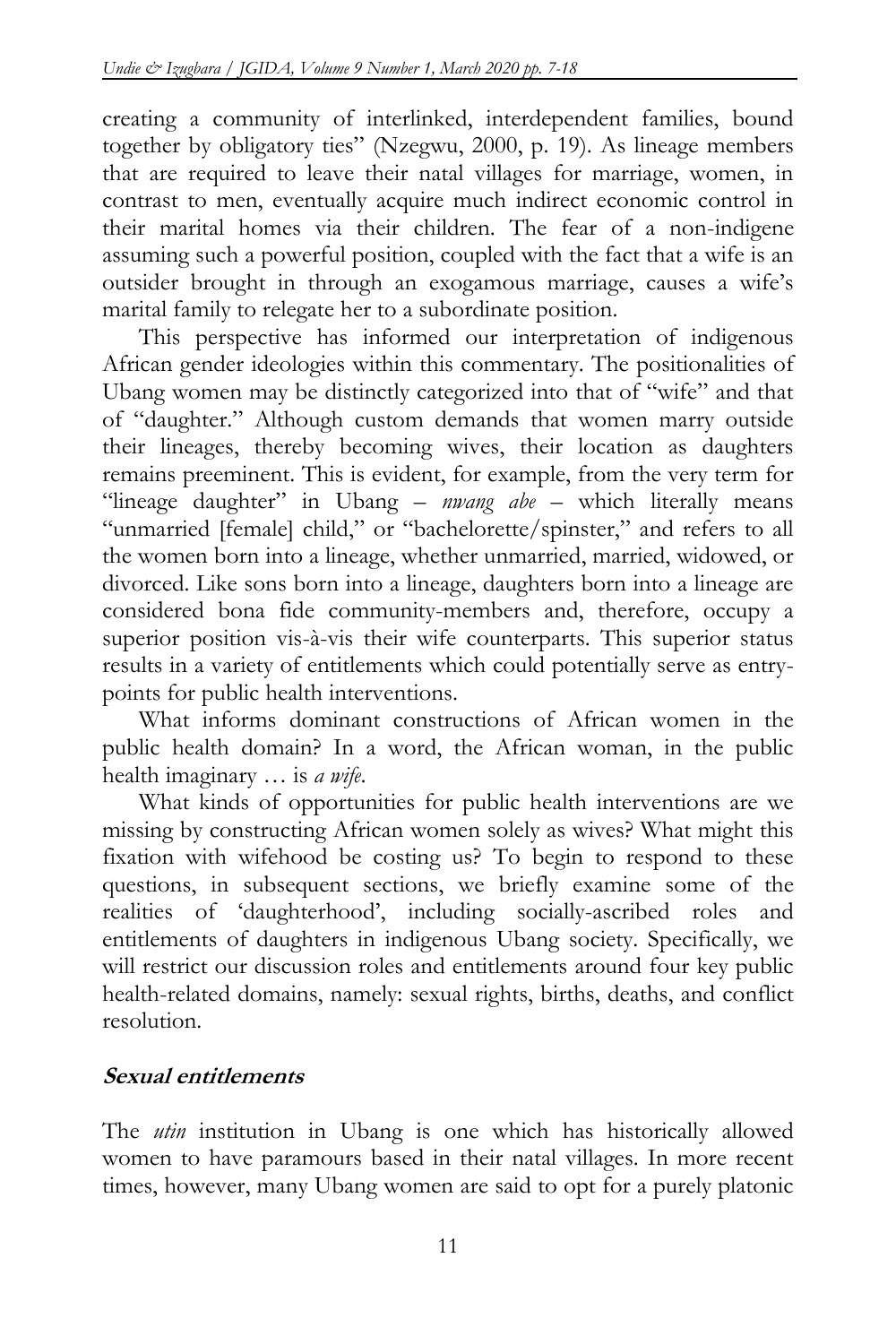creating a community of interlinked, interdependent families, bound together by obligatory ties" (Nzegwu, 2000, p. 19). As lineage members that are required to leave their natal villages for marriage, women, in contrast to men, eventually acquire much indirect economic control in their marital homes via their children. The fear of a non-indigene assuming such a powerful position, coupled with the fact that a wife is an outsider brought in through an exogamous marriage, causes a wife's marital family to relegate her to a subordinate position.

This perspective has informed our interpretation of indigenous African gender ideologies within this commentary. The positionalities of Ubang women may be distinctly categorized into that of "wife" and that of "daughter." Although custom demands that women marry outside their lineages, thereby becoming wives, their location as daughters remains preeminent. This is evident, for example, from the very term for "lineage daughter" in Ubang – *nwang abe* – which literally means "unmarried [female] child," or "bachelorette/spinster," and refers to all the women born into a lineage, whether unmarried, married, widowed, or divorced. Like sons born into a lineage, daughters born into a lineage are considered bona fide community-members and, therefore, occupy a superior position vis-à-vis their wife counterparts. This superior status results in a variety of entitlements which could potentially serve as entry-points for public health interventions.

What informs dominant constructions of African women in the public health domain? In a word, the African woman, in the public health imaginary … is *a wife*.

What kinds of opportunities for public health interventions are we missing by constructing African women solely as wives? What might this fixation with wifehood be costing us? To begin to respond to these questions, in subsequent sections, we briefly examine some of the realities of 'daughterhood', including socially-ascribed roles and entitlements of daughters in indigenous Ubang society. Specifically, we will restrict our discussion roles and entitlements around four key public health-related domains, namely: sexual rights, births, deaths, and conflict resolution.

### **Sexual entitlements**

The *utin* institution in Ubang is one which has historically allowed women to have paramours based in their natal villages. In more recent times, however, many Ubang women are said to opt for a purely platonic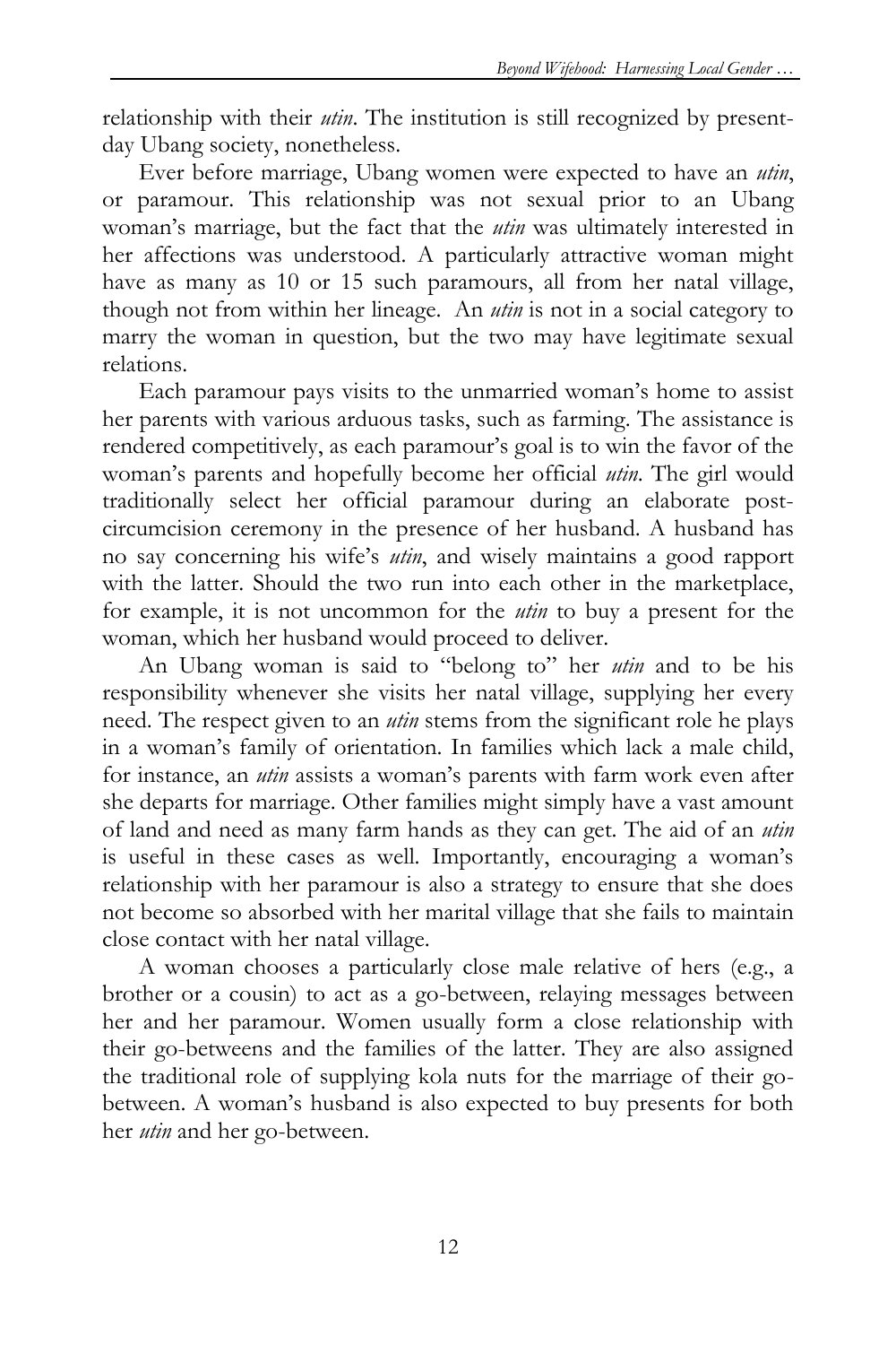relationship with their *utin*. The institution is still recognized by present-day Ubang society, nonetheless.

Ever before marriage, Ubang women were expected to have an *utin*, or paramour. This relationship was not sexual prior to an Ubang woman's marriage, but the fact that the *utin* was ultimately interested in her affections was understood. A particularly attractive woman might have as many as 10 or 15 such paramours, all from her natal village, though not from within her lineage. An *utin* is not in a social category to marry the woman in question, but the two may have legitimate sexual relations.

Each paramour pays visits to the unmarried woman's home to assist her parents with various arduous tasks, such as farming. The assistance is rendered competitively, as each paramour's goal is to win the favor of the woman's parents and hopefully become her official *utin*. The girl would traditionally select her official paramour during an elaborate post-circumcision ceremony in the presence of her husband. A husband has no say concerning his wife's *utin*, and wisely maintains a good rapport with the latter. Should the two run into each other in the marketplace, for example, it is not uncommon for the *utin* to buy a present for the woman, which her husband would proceed to deliver.

An Ubang woman is said to "belong to" her *utin* and to be his responsibility whenever she visits her natal village, supplying her every need. The respect given to an *utin* stems from the significant role he plays in a woman's family of orientation. In families which lack a male child, for instance, an *utin* assists a woman's parents with farm work even after she departs for marriage. Other families might simply have a vast amount of land and need as many farm hands as they can get. The aid of an *utin* is useful in these cases as well. Importantly, encouraging a woman's relationship with her paramour is also a strategy to ensure that she does not become so absorbed with her marital village that she fails to maintain close contact with her natal village.

A woman chooses a particularly close male relative of hers (e.g., a brother or a cousin) to act as a go-between, relaying messages between her and her paramour. Women usually form a close relationship with their go-betweens and the families of the latter. They are also assigned the traditional role of supplying kola nuts for the marriage of their go-between. A woman's husband is also expected to buy presents for both her *utin* and her go-between.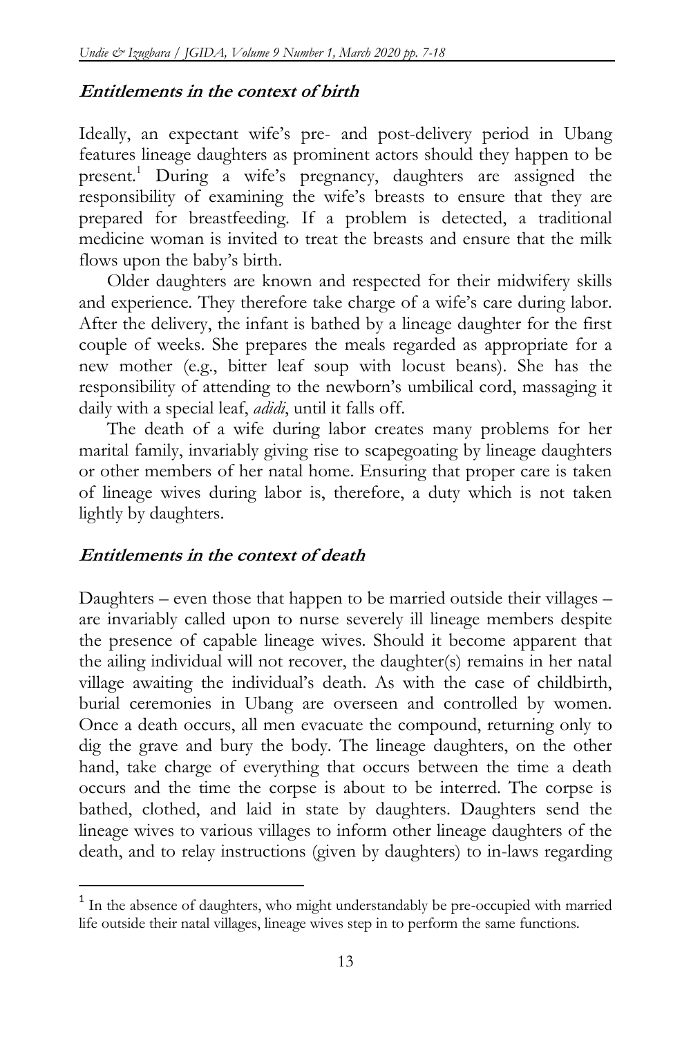### *Entitlements in the context of birth*

Ideally, an expectant wife's pre- and post-delivery period in Ubang features lineage daughters as prominent actors should they happen to be present.[1] During a wife's pregnancy, daughters are assigned the responsibility of examining the wife's breasts to ensure that they are prepared for breastfeeding. If a problem is detected, a traditional medicine woman is invited to treat the breasts and ensure that the milk flows upon the baby's birth.

Older daughters are known and respected for their midwifery skills and experience. They therefore take charge of a wife's care during labor. After the delivery, the infant is bathed by a lineage daughter for the first couple of weeks. She prepares the meals regarded as appropriate for a new mother (e.g., bitter leaf soup with locust beans). She has the responsibility of attending to the newborn's umbilical cord, massaging it daily with a special leaf, *adidi*, until it falls off.

The death of a wife during labor creates many problems for her marital family, invariably giving rise to scapegoating by lineage daughters or other members of her natal home. Ensuring that proper care is taken of lineage wives during labor is, therefore, a duty which is not taken lightly by daughters.

### *Entitlements in the context of death*

Daughters – even those that happen to be married outside their villages – are invariably called upon to nurse severely ill lineage members despite the presence of capable lineage wives. Should it become apparent that the ailing individual will not recover, the daughter(s) remains in her natal village awaiting the individual's death. As with the case of childbirth, burial ceremonies in Ubang are overseen and controlled by women. Once a death occurs, all men evacuate the compound, returning only to dig the grave and bury the body. The lineage daughters, on the other hand, take charge of everything that occurs between the time a death occurs and the time the corpse is about to be interred. The corpse is bathed, clothed, and laid in state by daughters. Daughters send the lineage wives to various villages to inform other lineage daughters of the death, and to relay instructions (given by daughters) to in-laws regarding

---

[1] In the absence of daughters, who might understandably be pre-occupied with married life outside their natal villages, lineage wives step in to perform the same functions.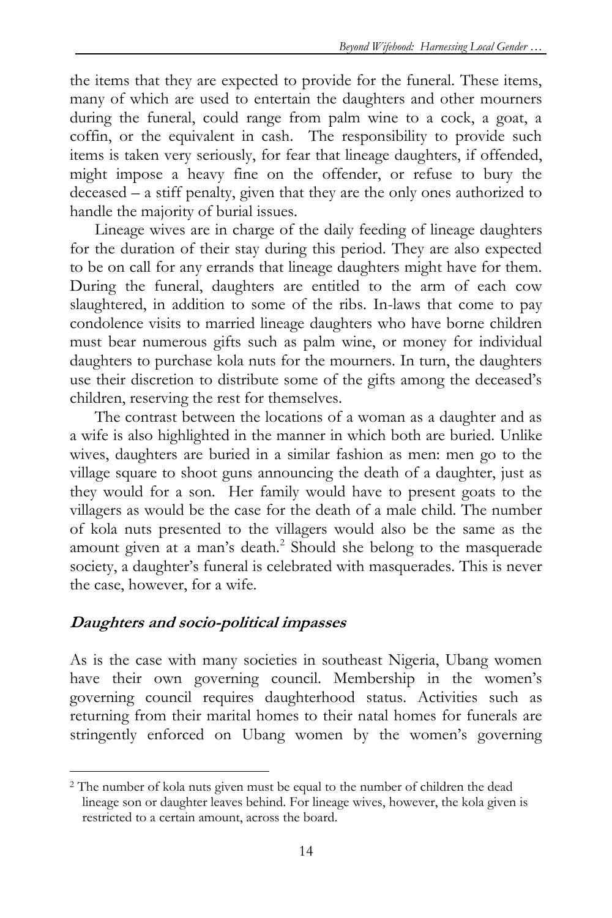the items that they are expected to provide for the funeral. These items, many of which are used to entertain the daughters and other mourners during the funeral, could range from palm wine to a cock, a goat, a coffin, or the equivalent in cash. The responsibility to provide such items is taken very seriously, for fear that lineage daughters, if offended, might impose a heavy fine on the offender, or refuse to bury the deceased – a stiff penalty, given that they are the only ones authorized to handle the majority of burial issues.

Lineage wives are in charge of the daily feeding of lineage daughters for the duration of their stay during this period. They are also expected to be on call for any errands that lineage daughters might have for them. During the funeral, daughters are entitled to the arm of each cow slaughtered, in addition to some of the ribs. In-laws that come to pay condolence visits to married lineage daughters who have borne children must bear numerous gifts such as palm wine, or money for individual daughters to purchase kola nuts for the mourners. In turn, the daughters use their discretion to distribute some of the gifts among the deceased's children, reserving the rest for themselves.

The contrast between the locations of a woman as a daughter and as a wife is also highlighted in the manner in which both are buried. Unlike wives, daughters are buried in a similar fashion as men: men go to the village square to shoot guns announcing the death of a daughter, just as they would for a son. Her family would have to present goats to the villagers as would be the case for the death of a male child. The number of kola nuts presented to the villagers would also be the same as the amount given at a man's death.[2] Should she belong to the masquerade society, a daughter's funeral is celebrated with masquerades. This is never the case, however, for a wife.

## **_Daughters and socio-political impasses_**

As is the case with many societies in southeast Nigeria, Ubang women have their own governing council. Membership in the women's governing council requires daughterhood status. Activities such as returning from their marital homes to their natal homes for funerals are stringently enforced on Ubang women by the women's governing

---

[2] The number of kola nuts given must be equal to the number of children the dead lineage son or daughter leaves behind. For lineage wives, however, the kola given is restricted to a certain amount, across the board.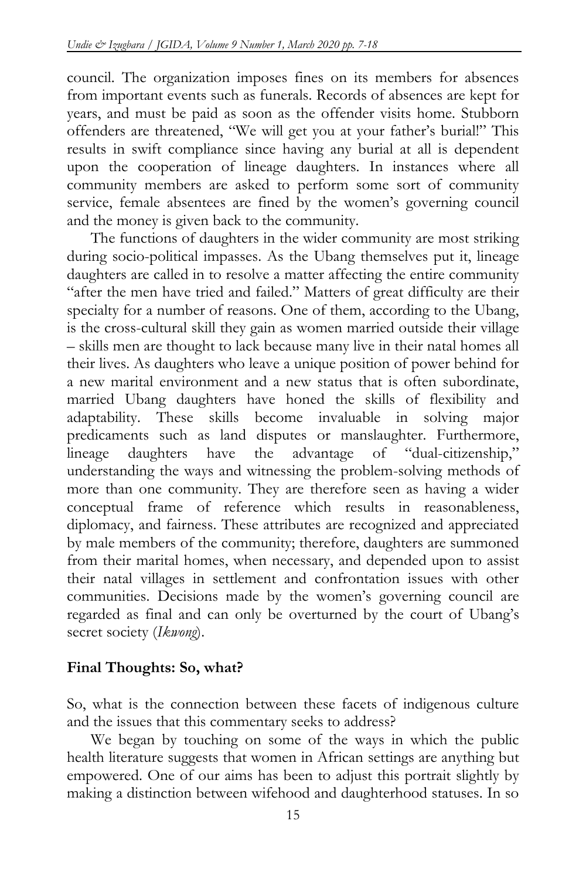council. The organization imposes fines on its members for absences from important events such as funerals. Records of absences are kept for years, and must be paid as soon as the offender visits home. Stubborn offenders are threatened, "We will get you at your father's burial!" This results in swift compliance since having any burial at all is dependent upon the cooperation of lineage daughters. In instances where all community members are asked to perform some sort of community service, female absentees are fined by the women's governing council and the money is given back to the community.

The functions of daughters in the wider community are most striking during socio-political impasses. As the Ubang themselves put it, lineage daughters are called in to resolve a matter affecting the entire community "after the men have tried and failed." Matters of great difficulty are their specialty for a number of reasons. One of them, according to the Ubang, is the cross-cultural skill they gain as women married outside their village – skills men are thought to lack because many live in their natal homes all their lives. As daughters who leave a unique position of power behind for a new marital environment and a new status that is often subordinate, married Ubang daughters have honed the skills of flexibility and adaptability. These skills become invaluable in solving major predicaments such as land disputes or manslaughter. Furthermore, lineage daughters have the advantage of "dual-citizenship," understanding the ways and witnessing the problem-solving methods of more than one community. They are therefore seen as having a wider conceptual frame of reference which results in reasonableness, diplomacy, and fairness. These attributes are recognized and appreciated by male members of the community; therefore, daughters are summoned from their marital homes, when necessary, and depended upon to assist their natal villages in settlement and confrontation issues with other communities. Decisions made by the women's governing council are regarded as final and can only be overturned by the court of Ubang's secret society (*Ikwong*).

## Final Thoughts: So, what?

So, what is the connection between these facets of indigenous culture and the issues that this commentary seeks to address?

We began by touching on some of the ways in which the public health literature suggests that women in African settings are anything but empowered. One of our aims has been to adjust this portrait slightly by making a distinction between wifehood and daughterhood statuses. In so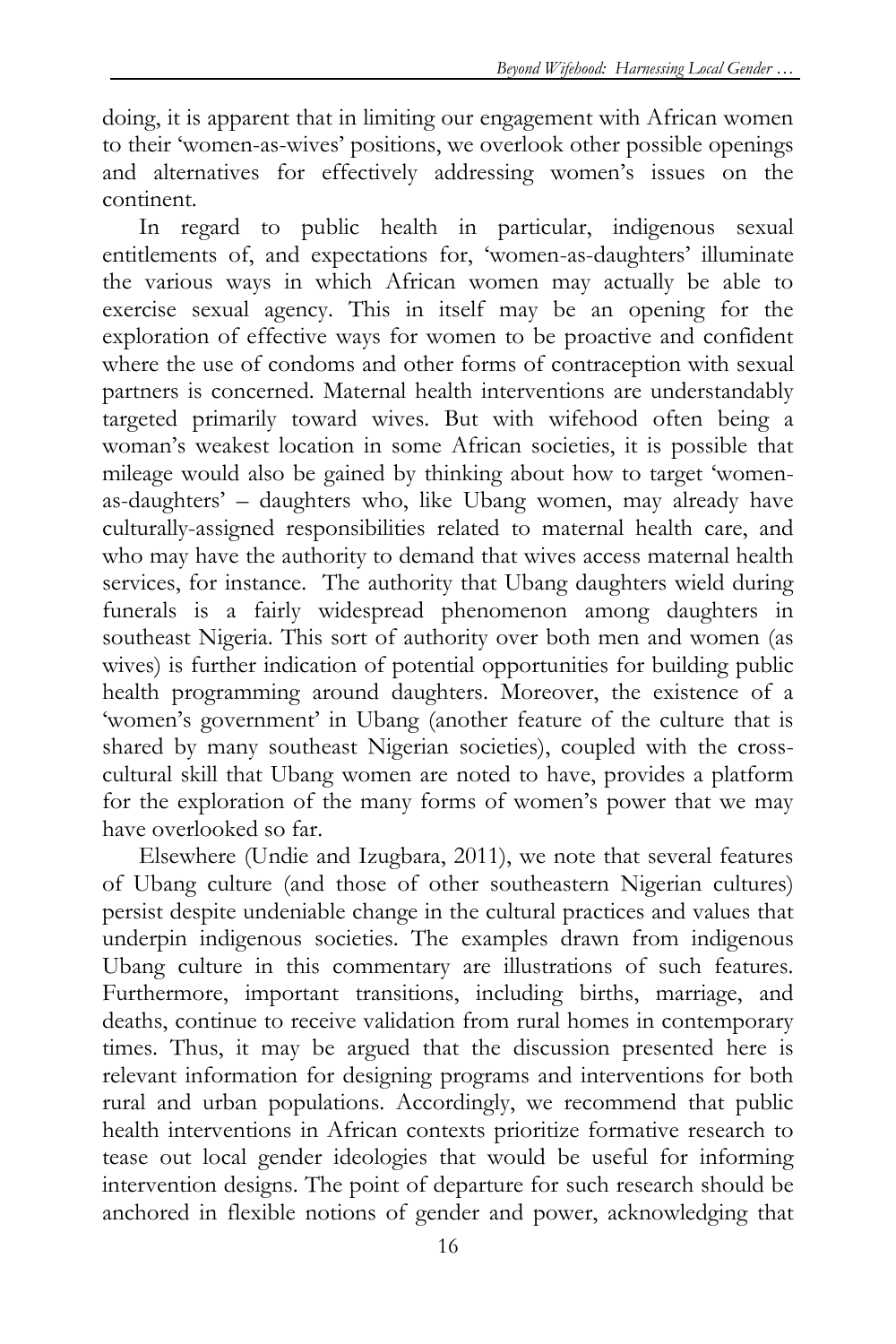doing, it is apparent that in limiting our engagement with African women to their 'women-as-wives' positions, we overlook other possible openings and alternatives for effectively addressing women's issues on the continent.

In regard to public health in particular, indigenous sexual entitlements of, and expectations for, 'women-as-daughters' illuminate the various ways in which African women may actually be able to exercise sexual agency. This in itself may be an opening for the exploration of effective ways for women to be proactive and confident where the use of condoms and other forms of contraception with sexual partners is concerned. Maternal health interventions are understandably targeted primarily toward wives. But with wifehood often being a woman's weakest location in some African societies, it is possible that mileage would also be gained by thinking about how to target 'women-as-daughters' – daughters who, like Ubang women, may already have culturally-assigned responsibilities related to maternal health care, and who may have the authority to demand that wives access maternal health services, for instance. The authority that Ubang daughters wield during funerals is a fairly widespread phenomenon among daughters in southeast Nigeria. This sort of authority over both men and women (as wives) is further indication of potential opportunities for building public health programming around daughters. Moreover, the existence of a 'women's government' in Ubang (another feature of the culture that is shared by many southeast Nigerian societies), coupled with the cross-cultural skill that Ubang women are noted to have, provides a platform for the exploration of the many forms of women's power that we may have overlooked so far.

Elsewhere (Undie and Izugbara, 2011), we note that several features of Ubang culture (and those of other southeastern Nigerian cultures) persist despite undeniable change in the cultural practices and values that underpin indigenous societies. The examples drawn from indigenous Ubang culture in this commentary are illustrations of such features. Furthermore, important transitions, including births, marriage, and deaths, continue to receive validation from rural homes in contemporary times. Thus, it may be argued that the discussion presented here is relevant information for designing programs and interventions for both rural and urban populations. Accordingly, we recommend that public health interventions in African contexts prioritize formative research to tease out local gender ideologies that would be useful for informing intervention designs. The point of departure for such research should be anchored in flexible notions of gender and power, acknowledging that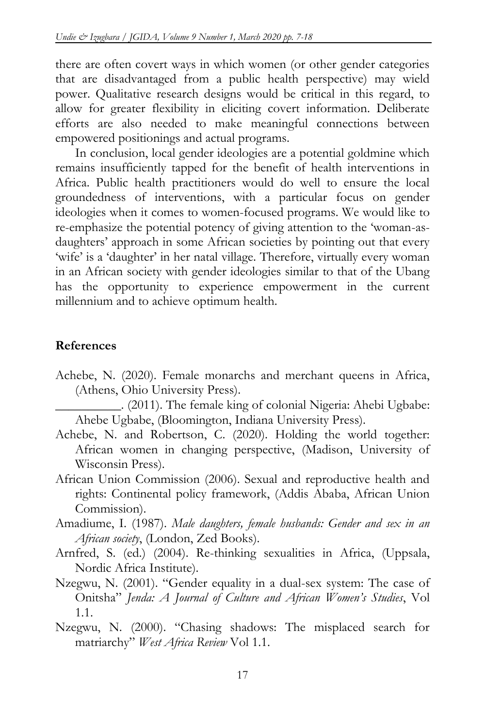there are often covert ways in which women (or other gender categories that are disadvantaged from a public health perspective) may wield power. Qualitative research designs would be critical in this regard, to allow for greater flexibility in eliciting covert information. Deliberate efforts are also needed to make meaningful connections between empowered positionings and actual programs.

In conclusion, local gender ideologies are a potential goldmine which remains insufficiently tapped for the benefit of health interventions in Africa. Public health practitioners would do well to ensure the local groundedness of interventions, with a particular focus on gender ideologies when it comes to women-focused programs. We would like to re-emphasize the potential potency of giving attention to the 'woman-as-daughters' approach in some African societies by pointing out that every 'wife' is a 'daughter' in her natal village. Therefore, virtually every woman in an African society with gender ideologies similar to that of the Ubang has the opportunity to experience empowerment in the current millennium and to achieve optimum health.

## References

Achebe, N. (2020). Female monarchs and merchant queens in Africa, (Athens, Ohio University Press).

__________. (2011). The female king of colonial Nigeria: Ahebi Ugbabe: Ahebe Ugbabe, (Bloomington, Indiana University Press).

Achebe, N. and Robertson, C. (2020). Holding the world together: African women in changing perspective, (Madison, University of Wisconsin Press).

African Union Commission (2006). Sexual and reproductive health and rights: Continental policy framework, (Addis Ababa, African Union Commission).

Amadiume, I. (1987). *Male daughters, female husbands: Gender and sex in an African society*, (London, Zed Books).

Arnfred, S. (ed.) (2004). Re-thinking sexualities in Africa, (Uppsala, Nordic Africa Institute).

Nzegwu, N. (2001). "Gender equality in a dual-sex system: The case of Onitsha" *Jenda: A Journal of Culture and African Women's Studies*, Vol 1.1.

Nzegwu, N. (2000). "Chasing shadows: The misplaced search for matriarchy" *West Africa Review* Vol 1.1.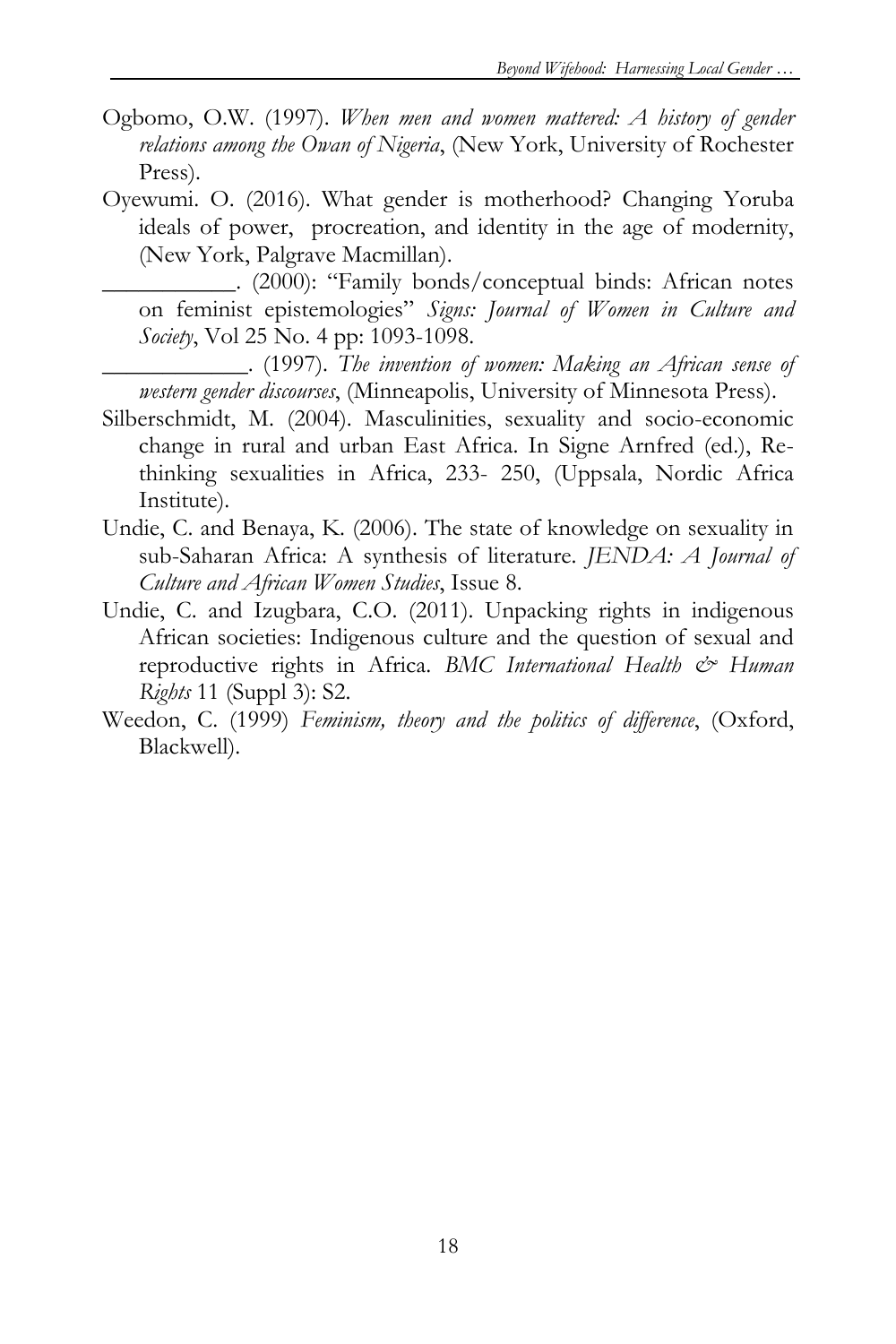Ogbomo, O.W. (1997). *When men and women mattered: A history of gender relations among the Owan of Nigeria*, (New York, University of Rochester Press).

Oyewumi. O. (2016). What gender is motherhood? Changing Yoruba ideals of power, procreation, and identity in the age of modernity, (New York, Palgrave Macmillan).

___________. (2000): "Family bonds/conceptual binds: African notes on feminist epistemologies" *Signs: Journal of Women in Culture and Society*, Vol 25 No. 4 pp: 1093-1098.

____________. (1997). *The invention of women: Making an African sense of western gender discourses*, (Minneapolis, University of Minnesota Press).

Silberschmidt, M. (2004). Masculinities, sexuality and socio-economic change in rural and urban East Africa. In Signe Arnfred (ed.), Re-thinking sexualities in Africa, 233- 250, (Uppsala, Nordic Africa Institute).

Undie, C. and Benaya, K. (2006). The state of knowledge on sexuality in sub-Saharan Africa: A synthesis of literature. *JENDA: A Journal of Culture and African Women Studies*, Issue 8.

Undie, C. and Izugbara, C.O. (2011). Unpacking rights in indigenous African societies: Indigenous culture and the question of sexual and reproductive rights in Africa. *BMC International Health & Human Rights* 11 (Suppl 3): S2.

Weedon, C. (1999) *Feminism, theory and the politics of difference*, (Oxford, Blackwell).